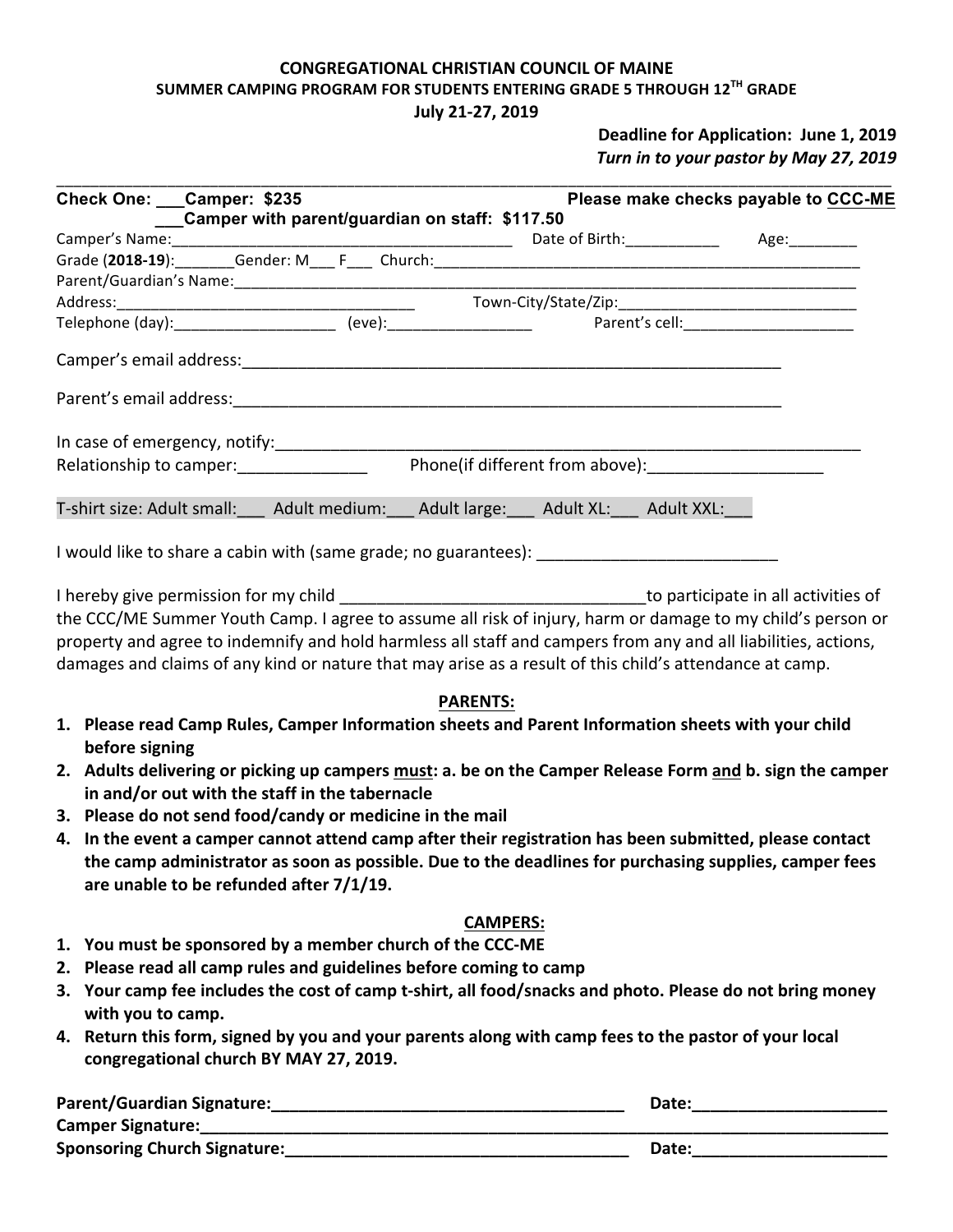**CONGREGATIONAL CHRISTIAN COUNCIL OF MAINE**
**SUMMER CAMPING PROGRAM FOR STUDENTS ENTERING GRADE 5 THROUGH 12TH GRADE**
**July 21-27, 2019**

**Deadline for Application: June 1, 2019**
***Turn in to your pastor by May 27, 2019***

---

**Check One: ___Camper: $235** **Please make checks payable to CCC-ME**
**___Camper with parent/guardian on staff: $117.50**

Camper's Name:_________________________________________ Date of Birth:___________ Age:________

Grade (**2018-19**):_______Gender: M___ F___ Church:_____________________________________________________

Parent/Guardian's Name:_________________________________________________________________________

Address:____________________________________ Town-City/State/Zip:_____________________________

Telephone (day):___________________ (eve):_________________ Parent's cell:____________________

Camper's email address:_______________________________________________________________

Parent's email address:_______________________________________________________________

In case of emergency, notify:_________________________________________________________________

Relationship to camper:______________ Phone(if different from above):___________________

T-shirt size: Adult small:___ Adult medium:___ Adult large:___ Adult XL:___ Adult XXL:___

I would like to share a cabin with (same grade; no guarantees): __________________________

I hereby give permission for my child _________________________________to participate in all activities of the CCC/ME Summer Youth Camp. I agree to assume all risk of injury, harm or damage to my child's person or property and agree to indemnify and hold harmless all staff and campers from any and all liabilities, actions, damages and claims of any kind or nature that may arise as a result of this child's attendance at camp.

**PARENTS:**

1. **Please read Camp Rules, Camper Information sheets and Parent Information sheets with your child before signing**
2. **Adults delivering or picking up campers must: a. be on the Camper Release Form and b. sign the camper in and/or out with the staff in the tabernacle**
3. **Please do not send food/candy or medicine in the mail**
4. **In the event a camper cannot attend camp after their registration has been submitted, please contact the camp administrator as soon as possible. Due to the deadlines for purchasing supplies, camper fees are unable to be refunded after 7/1/19.**

**CAMPERS:**

1. **You must be sponsored by a member church of the CCC-ME**
2. **Please read all camp rules and guidelines before coming to camp**
3. **Your camp fee includes the cost of camp t-shirt, all food/snacks and photo. Please do not bring money with you to camp.**
4. **Return this form, signed by you and your parents along with camp fees to the pastor of your local congregational church BY MAY 27, 2019.**

**Parent/Guardian Signature:_______________________________________ Date:_____________________**
**Camper Signature:_____________________________________________________________________________**
**Sponsoring Church Signature:_____________________________________ Date:_____________________**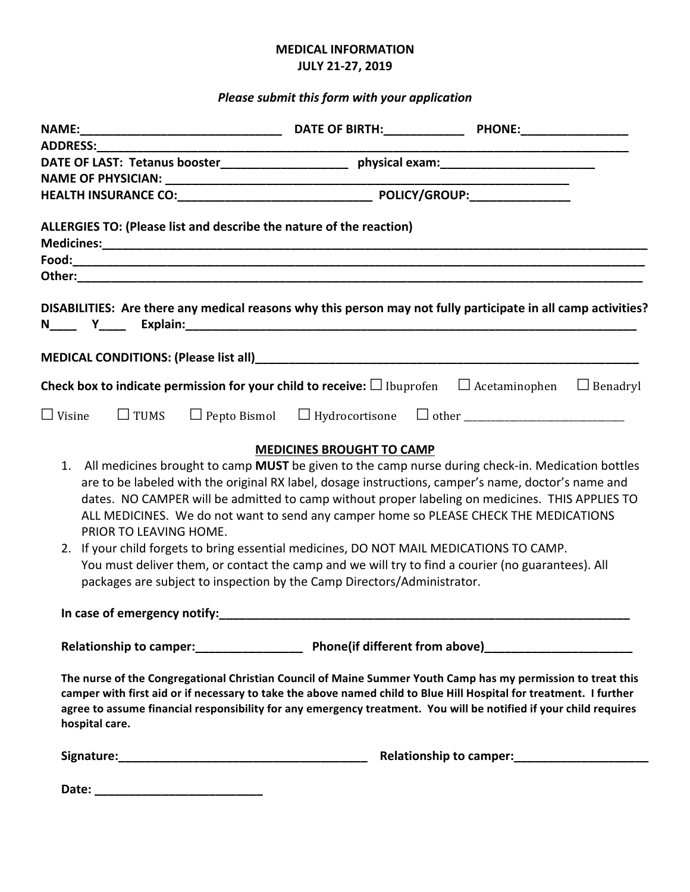**MEDICAL INFORMATION**
**JULY 21-27, 2019**

*Please submit this form with your application*

**NAME:**______________________________ **DATE OF BIRTH:**____________ **PHONE:**________________
**ADDRESS:**_______________________________________________________________________________
**DATE OF LAST: Tetanus booster**___________________ **physical exam:**_______________________
**NAME OF PHYSICIAN:** ______________________________________________________________
**HEALTH INSURANCE CO:**_____________________________ **POLICY/GROUP:**_______________

**ALLERGIES TO: (Please list and describe the nature of the reaction)**
**Medicines:**_____________________________________________________________________________
**Food:**_________________________________________________________________________________
**Other:**________________________________________________________________________________

**DISABILITIES: Are there any medical reasons why this person may not fully participate in all camp activities?**
**N____ Y____ Explain:**___________________________________________________________________

**MEDICAL CONDITIONS: (Please list all)**_______________________________________________________

**Check box to indicate permission for your child to receive:** ☐ Ibuprofen ☐ Acetaminophen ☐ Benadryl

☐ Visine ☐ TUMS ☐ Pepto Bismol ☐ Hydrocortisone ☐ other ____________________________

**MEDICINES BROUGHT TO CAMP**

1. All medicines brought to camp **MUST** be given to the camp nurse during check-in. Medication bottles are to be labeled with the original RX label, dosage instructions, camper's name, doctor's name and dates. NO CAMPER will be admitted to camp without proper labeling on medicines. THIS APPLIES TO ALL MEDICINES. We do not want to send any camper home so PLEASE CHECK THE MEDICATIONS PRIOR TO LEAVING HOME.
2. If your child forgets to bring essential medicines, DO NOT MAIL MEDICATIONS TO CAMP. You must deliver them, or contact the camp and we will try to find a courier (no guarantees). All packages are subject to inspection by the Camp Directors/Administrator.

**In case of emergency notify:**______________________________________________________________

**Relationship to camper:**________________ **Phone(if different from above)**______________________

**The nurse of the Congregational Christian Council of Maine Summer Youth Camp has my permission to treat this camper with first aid or if necessary to take the above named child to Blue Hill Hospital for treatment. I further agree to assume financial responsibility for any emergency treatment. You will be notified if your child requires hospital care.**

**Signature:**______________________________________ **Relationship to camper:**____________________

**Date:** _________________________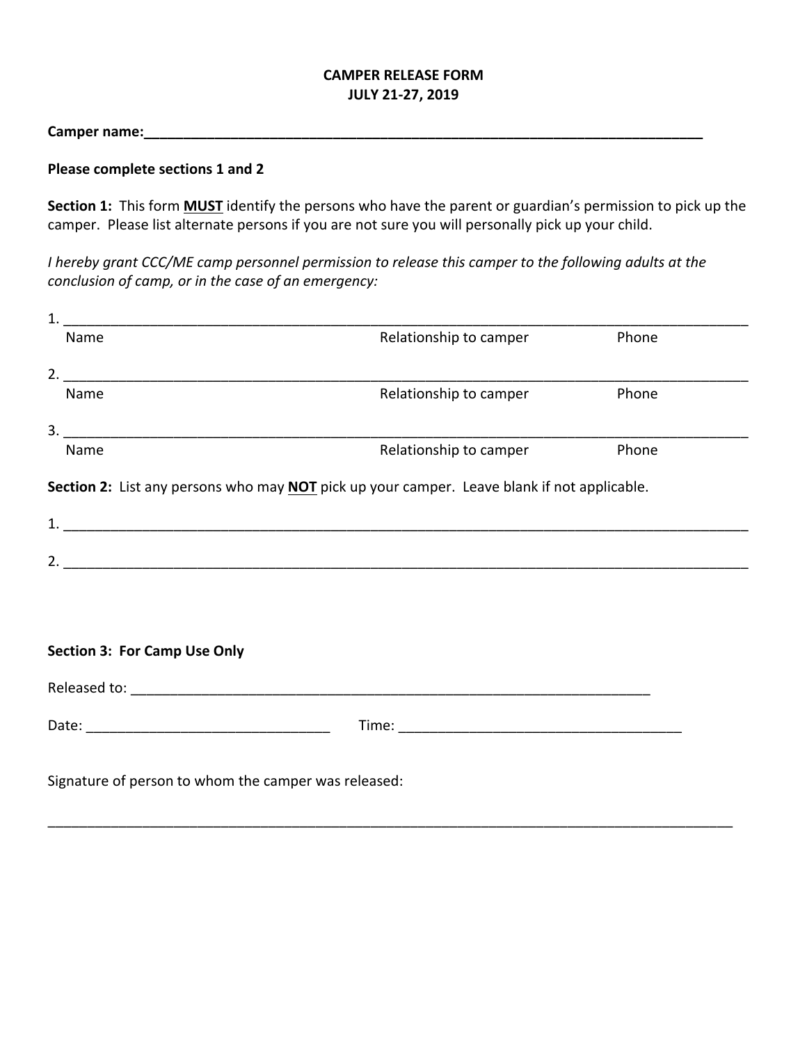**CAMPER RELEASE FORM**
**JULY 21-27, 2019**

**Camper name:**\_\_\_\_\_\_\_\_\_\_\_\_\_\_\_\_\_\_\_\_\_\_\_\_\_\_\_\_\_\_\_\_\_\_\_\_\_\_\_\_\_\_\_\_\_\_\_\_\_\_\_\_\_\_\_\_\_\_\_\_

**Please complete sections 1 and 2**

**Section 1:** This form **MUST** identify the persons who have the parent or guardian's permission to pick up the camper. Please list alternate persons if you are not sure you will personally pick up your child.

*I hereby grant CCC/ME camp personnel permission to release this camper to the following adults at the conclusion of camp, or in the case of an emergency:*

1. \_\_\_\_\_\_\_\_\_\_\_\_\_\_\_\_\_\_\_\_\_\_\_\_\_\_\_\_\_\_\_\_\_\_\_\_\_\_\_\_\_\_\_\_\_\_\_\_\_\_\_\_\_\_\_\_\_\_\_\_\_\_\_\_\_\_
   Name                                        Relationship to camper                Phone

2. \_\_\_\_\_\_\_\_\_\_\_\_\_\_\_\_\_\_\_\_\_\_\_\_\_\_\_\_\_\_\_\_\_\_\_\_\_\_\_\_\_\_\_\_\_\_\_\_\_\_\_\_\_\_\_\_\_\_\_\_\_\_\_\_\_\_
   Name                                        Relationship to camper                Phone

3. \_\_\_\_\_\_\_\_\_\_\_\_\_\_\_\_\_\_\_\_\_\_\_\_\_\_\_\_\_\_\_\_\_\_\_\_\_\_\_\_\_\_\_\_\_\_\_\_\_\_\_\_\_\_\_\_\_\_\_\_\_\_\_\_\_\_
   Name                                        Relationship to camper                Phone

**Section 2:** List any persons who may **NOT** pick up your camper. Leave blank if not applicable.

1. \_\_\_\_\_\_\_\_\_\_\_\_\_\_\_\_\_\_\_\_\_\_\_\_\_\_\_\_\_\_\_\_\_\_\_\_\_\_\_\_\_\_\_\_\_\_\_\_\_\_\_\_\_\_\_\_\_\_\_\_\_\_\_\_\_\_

2. \_\_\_\_\_\_\_\_\_\_\_\_\_\_\_\_\_\_\_\_\_\_\_\_\_\_\_\_\_\_\_\_\_\_\_\_\_\_\_\_\_\_\_\_\_\_\_\_\_\_\_\_\_\_\_\_\_\_\_\_\_\_\_\_\_\_

**Section 3: For Camp Use Only**

Released to: \_\_\_\_\_\_\_\_\_\_\_\_\_\_\_\_\_\_\_\_\_\_\_\_\_\_\_\_\_\_\_\_\_\_\_\_\_\_\_\_\_\_\_\_\_\_\_\_\_\_

Date: \_\_\_\_\_\_\_\_\_\_\_\_\_\_\_\_\_\_\_\_\_\_\_\_     Time: \_\_\_\_\_\_\_\_\_\_\_\_\_\_\_\_\_\_\_\_\_\_\_\_\_\_\_\_

Signature of person to whom the camper was released:

\_\_\_\_\_\_\_\_\_\_\_\_\_\_\_\_\_\_\_\_\_\_\_\_\_\_\_\_\_\_\_\_\_\_\_\_\_\_\_\_\_\_\_\_\_\_\_\_\_\_\_\_\_\_\_\_\_\_\_\_\_\_\_\_\_\_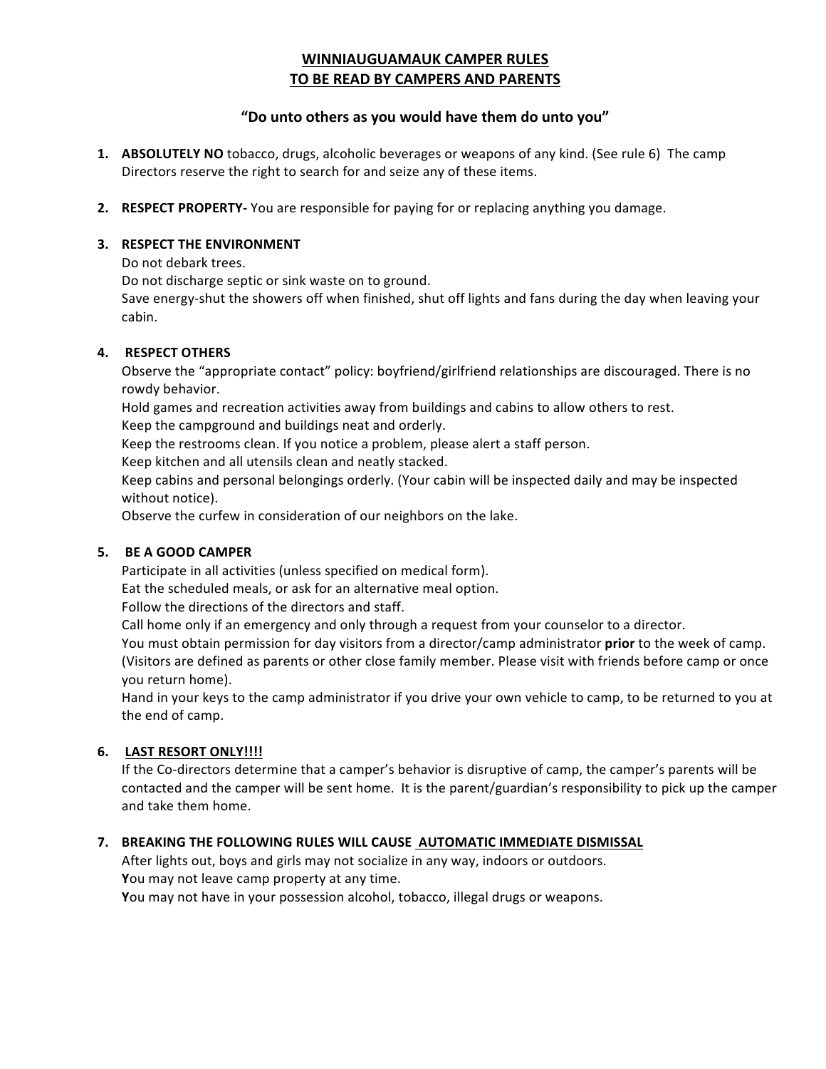# WINNIAUGUAMAUK CAMPER RULES
# TO BE READ BY CAMPERS AND PARENTS

### "Do unto others as you would have them do unto you"

1. **ABSOLUTELY NO** tobacco, drugs, alcoholic beverages or weapons of any kind. (See rule 6) The camp Directors reserve the right to search for and seize any of these items.

2. **RESPECT PROPERTY-** You are responsible for paying for or replacing anything you damage.

3. **RESPECT THE ENVIRONMENT**
   Do not debark trees.
   Do not discharge septic or sink waste on to ground.
   Save energy-shut the showers off when finished, shut off lights and fans during the day when leaving your cabin.

4. **RESPECT OTHERS**
   Observe the "appropriate contact" policy: boyfriend/girlfriend relationships are discouraged. There is no rowdy behavior.
   Hold games and recreation activities away from buildings and cabins to allow others to rest.
   Keep the campground and buildings neat and orderly.
   Keep the restrooms clean. If you notice a problem, please alert a staff person.
   Keep kitchen and all utensils clean and neatly stacked.
   Keep cabins and personal belongings orderly. (Your cabin will be inspected daily and may be inspected without notice).
   Observe the curfew in consideration of our neighbors on the lake.

5. **BE A GOOD CAMPER**
   Participate in all activities (unless specified on medical form).
   Eat the scheduled meals, or ask for an alternative meal option.
   Follow the directions of the directors and staff.
   Call home only if an emergency and only through a request from your counselor to a director.
   You must obtain permission for day visitors from a director/camp administrator **prior** to the week of camp. (Visitors are defined as parents or other close family member. Please visit with friends before camp or once you return home).
   Hand in your keys to the camp administrator if you drive your own vehicle to camp, to be returned to you at the end of camp.

6. **LAST RESORT ONLY!!!!**
   If the Co-directors determine that a camper's behavior is disruptive of camp, the camper's parents will be contacted and the camper will be sent home. It is the parent/guardian's responsibility to pick up the camper and take them home.

7. **BREAKING THE FOLLOWING RULES WILL CAUSE AUTOMATIC IMMEDIATE DISMISSAL**
   After lights out, boys and girls may not socialize in any way, indoors or outdoors.
   **Y**ou may not leave camp property at any time.
   **Y**ou may not have in your possession alcohol, tobacco, illegal drugs or weapons.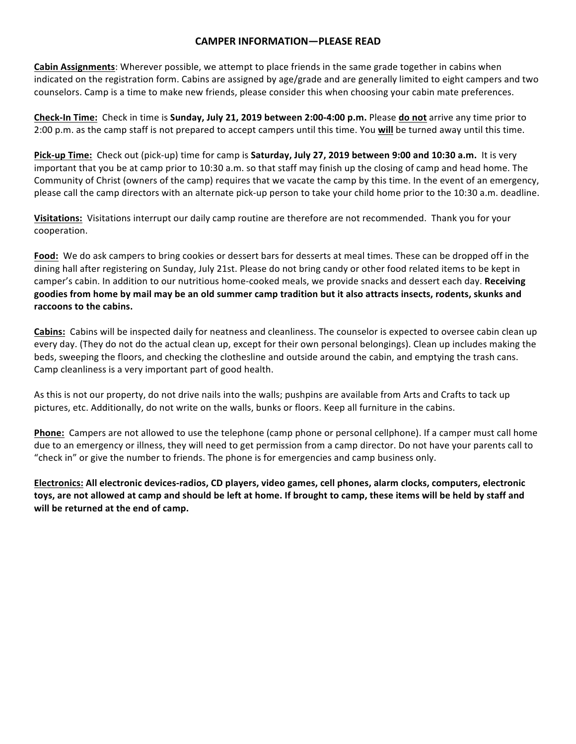## CAMPER INFORMATION—PLEASE READ

**Cabin Assignments**: Wherever possible, we attempt to place friends in the same grade together in cabins when indicated on the registration form. Cabins are assigned by age/grade and are generally limited to eight campers and two counselors. Camp is a time to make new friends, please consider this when choosing your cabin mate preferences.

**Check-In Time:** Check in time is **Sunday, July 21, 2019 between 2:00-4:00 p.m.** Please **do not** arrive any time prior to 2:00 p.m. as the camp staff is not prepared to accept campers until this time. You **will** be turned away until this time.

**Pick-up Time:** Check out (pick-up) time for camp is **Saturday, July 27, 2019 between 9:00 and 10:30 a.m.** It is very important that you be at camp prior to 10:30 a.m. so that staff may finish up the closing of camp and head home. The Community of Christ (owners of the camp) requires that we vacate the camp by this time. In the event of an emergency, please call the camp directors with an alternate pick-up person to take your child home prior to the 10:30 a.m. deadline.

**Visitations:** Visitations interrupt our daily camp routine are therefore are not recommended. Thank you for your cooperation.

**Food:** We do ask campers to bring cookies or dessert bars for desserts at meal times. These can be dropped off in the dining hall after registering on Sunday, July 21st. Please do not bring candy or other food related items to be kept in camper's cabin. In addition to our nutritious home-cooked meals, we provide snacks and dessert each day. **Receiving goodies from home by mail may be an old summer camp tradition but it also attracts insects, rodents, skunks and raccoons to the cabins.**

**Cabins:** Cabins will be inspected daily for neatness and cleanliness. The counselor is expected to oversee cabin clean up every day. (They do not do the actual clean up, except for their own personal belongings). Clean up includes making the beds, sweeping the floors, and checking the clothesline and outside around the cabin, and emptying the trash cans. Camp cleanliness is a very important part of good health.

As this is not our property, do not drive nails into the walls; pushpins are available from Arts and Crafts to tack up pictures, etc. Additionally, do not write on the walls, bunks or floors. Keep all furniture in the cabins.

**Phone:** Campers are not allowed to use the telephone (camp phone or personal cellphone). If a camper must call home due to an emergency or illness, they will need to get permission from a camp director. Do not have your parents call to "check in" or give the number to friends. The phone is for emergencies and camp business only.

**Electronics: All electronic devices-radios, CD players, video games, cell phones, alarm clocks, computers, electronic toys, are not allowed at camp and should be left at home. If brought to camp, these items will be held by staff and will be returned at the end of camp.**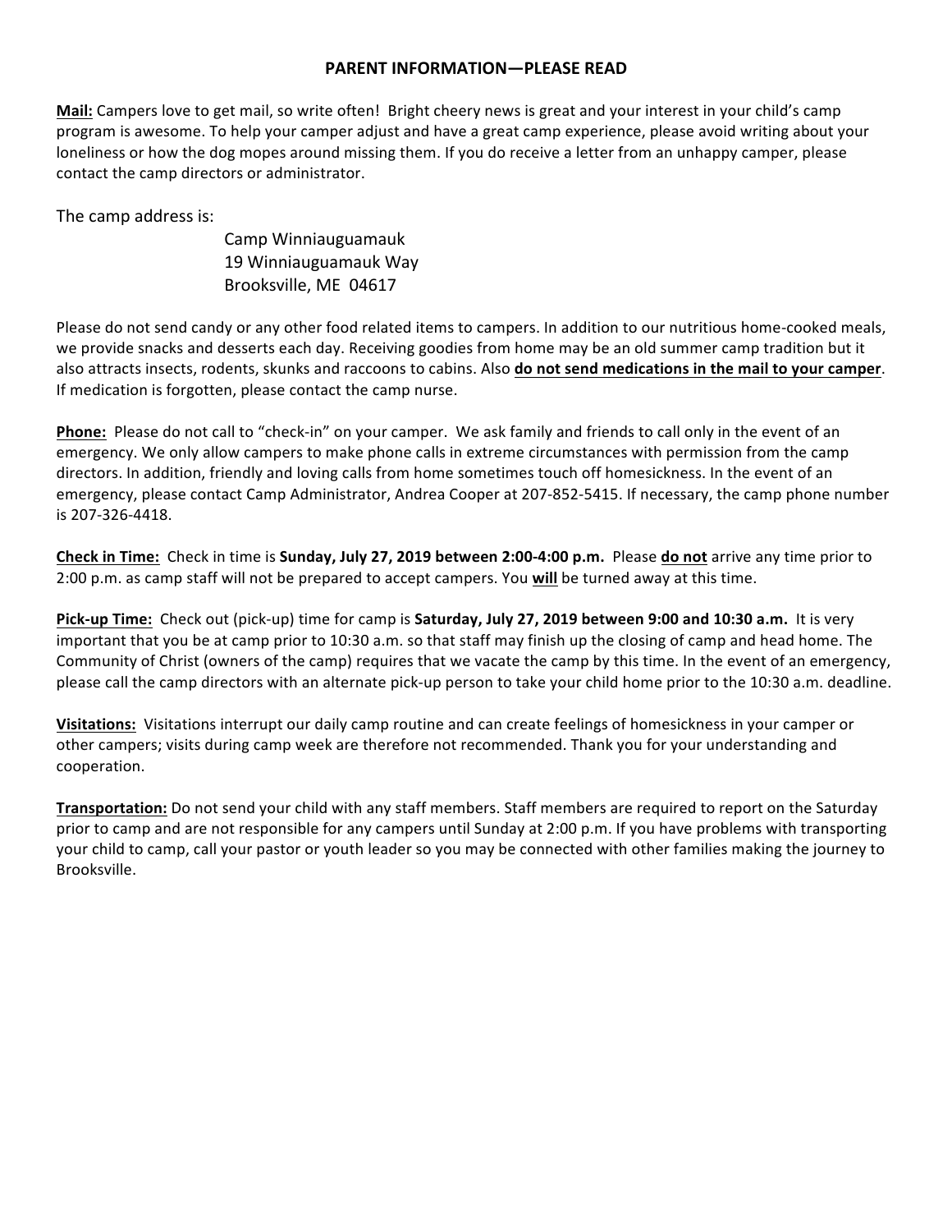## PARENT INFORMATION—PLEASE READ

**Mail:** Campers love to get mail, so write often! Bright cheery news is great and your interest in your child's camp program is awesome. To help your camper adjust and have a great camp experience, please avoid writing about your loneliness or how the dog mopes around missing them. If you do receive a letter from an unhappy camper, please contact the camp directors or administrator.

The camp address is:

Camp Winniauguamauk
19 Winniauguamauk Way
Brooksville, ME 04617

Please do not send candy or any other food related items to campers. In addition to our nutritious home-cooked meals, we provide snacks and desserts each day. Receiving goodies from home may be an old summer camp tradition but it also attracts insects, rodents, skunks and raccoons to cabins. Also **do not send medications in the mail to your camper**. If medication is forgotten, please contact the camp nurse.

**Phone:** Please do not call to "check-in" on your camper. We ask family and friends to call only in the event of an emergency. We only allow campers to make phone calls in extreme circumstances with permission from the camp directors. In addition, friendly and loving calls from home sometimes touch off homesickness. In the event of an emergency, please contact Camp Administrator, Andrea Cooper at 207-852-5415. If necessary, the camp phone number is 207-326-4418.

**Check in Time:** Check in time is **Sunday, July 27, 2019 between 2:00-4:00 p.m.** Please **do not** arrive any time prior to 2:00 p.m. as camp staff will not be prepared to accept campers. You **will** be turned away at this time.

**Pick-up Time:** Check out (pick-up) time for camp is **Saturday, July 27, 2019 between 9:00 and 10:30 a.m.** It is very important that you be at camp prior to 10:30 a.m. so that staff may finish up the closing of camp and head home. The Community of Christ (owners of the camp) requires that we vacate the camp by this time. In the event of an emergency, please call the camp directors with an alternate pick-up person to take your child home prior to the 10:30 a.m. deadline.

**Visitations:** Visitations interrupt our daily camp routine and can create feelings of homesickness in your camper or other campers; visits during camp week are therefore not recommended. Thank you for your understanding and cooperation.

**Transportation:** Do not send your child with any staff members. Staff members are required to report on the Saturday prior to camp and are not responsible for any campers until Sunday at 2:00 p.m. If you have problems with transporting your child to camp, call your pastor or youth leader so you may be connected with other families making the journey to Brooksville.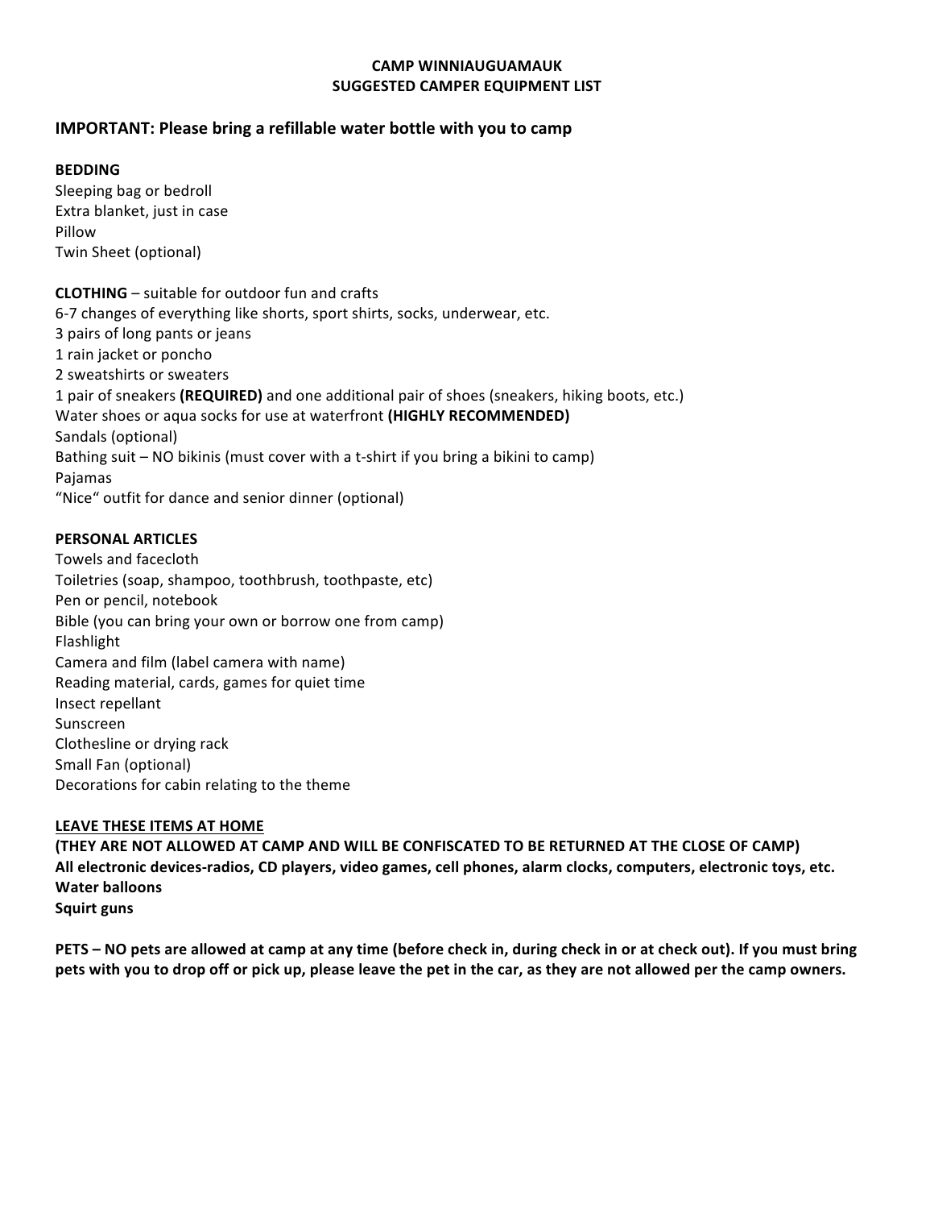# CAMP WINNIAUGUAMAUK
## SUGGESTED CAMPER EQUIPMENT LIST

### IMPORTANT: Please bring a refillable water bottle with you to camp

**BEDDING**
Sleeping bag or bedroll
Extra blanket, just in case
Pillow
Twin Sheet (optional)

**CLOTHING** – suitable for outdoor fun and crafts
6-7 changes of everything like shorts, sport shirts, socks, underwear, etc.
3 pairs of long pants or jeans
1 rain jacket or poncho
2 sweatshirts or sweaters
1 pair of sneakers **(REQUIRED)** and one additional pair of shoes (sneakers, hiking boots, etc.)
Water shoes or aqua socks for use at waterfront **(HIGHLY RECOMMENDED)**
Sandals (optional)
Bathing suit – NO bikinis (must cover with a t-shirt if you bring a bikini to camp)
Pajamas
"Nice" outfit for dance and senior dinner (optional)

**PERSONAL ARTICLES**
Towels and facecloth
Toiletries (soap, shampoo, toothbrush, toothpaste, etc)
Pen or pencil, notebook
Bible (you can bring your own or borrow one from camp)
Flashlight
Camera and film (label camera with name)
Reading material, cards, games for quiet time
Insect repellant
Sunscreen
Clothesline or drying rack
Small Fan (optional)
Decorations for cabin relating to the theme

**LEAVE THESE ITEMS AT HOME**
**(THEY ARE NOT ALLOWED AT CAMP AND WILL BE CONFISCATED TO BE RETURNED AT THE CLOSE OF CAMP)**
**All electronic devices-radios, CD players, video games, cell phones, alarm clocks, computers, electronic toys, etc.**
**Water balloons**
**Squirt guns**

**PETS – NO pets are allowed at camp at any time (before check in, during check in or at check out). If you must bring pets with you to drop off or pick up, please leave the pet in the car, as they are not allowed per the camp owners.**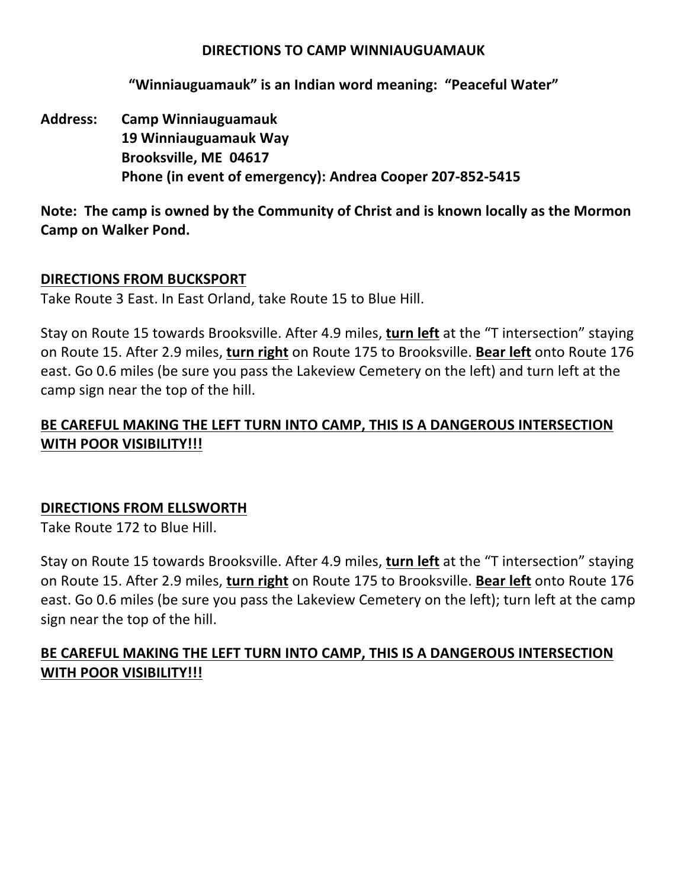# DIRECTIONS TO CAMP WINNIAUGUAMAUK

**"Winniauguamauk" is an Indian word meaning: "Peaceful Water"**

**Address:** **Camp Winniauguamauk**
**19 Winniauguamauk Way**
**Brooksville, ME 04617**
**Phone (in event of emergency): Andrea Cooper 207-852-5415**

**Note: The camp is owned by the Community of Christ and is known locally as the Mormon Camp on Walker Pond.**

## DIRECTIONS FROM BUCKSPORT

Take Route 3 East. In East Orland, take Route 15 to Blue Hill.

Stay on Route 15 towards Brooksville. After 4.9 miles, **turn left** at the "T intersection" staying on Route 15. After 2.9 miles, **turn right** on Route 175 to Brooksville. **Bear left** onto Route 176 east. Go 0.6 miles (be sure you pass the Lakeview Cemetery on the left) and turn left at the camp sign near the top of the hill.

**BE CAREFUL MAKING THE LEFT TURN INTO CAMP, THIS IS A DANGEROUS INTERSECTION WITH POOR VISIBILITY!!!**

## DIRECTIONS FROM ELLSWORTH

Take Route 172 to Blue Hill.

Stay on Route 15 towards Brooksville. After 4.9 miles, **turn left** at the "T intersection" staying on Route 15. After 2.9 miles, **turn right** on Route 175 to Brooksville. **Bear left** onto Route 176 east. Go 0.6 miles (be sure you pass the Lakeview Cemetery on the left); turn left at the camp sign near the top of the hill.

**BE CAREFUL MAKING THE LEFT TURN INTO CAMP, THIS IS A DANGEROUS INTERSECTION WITH POOR VISIBILITY!!!**